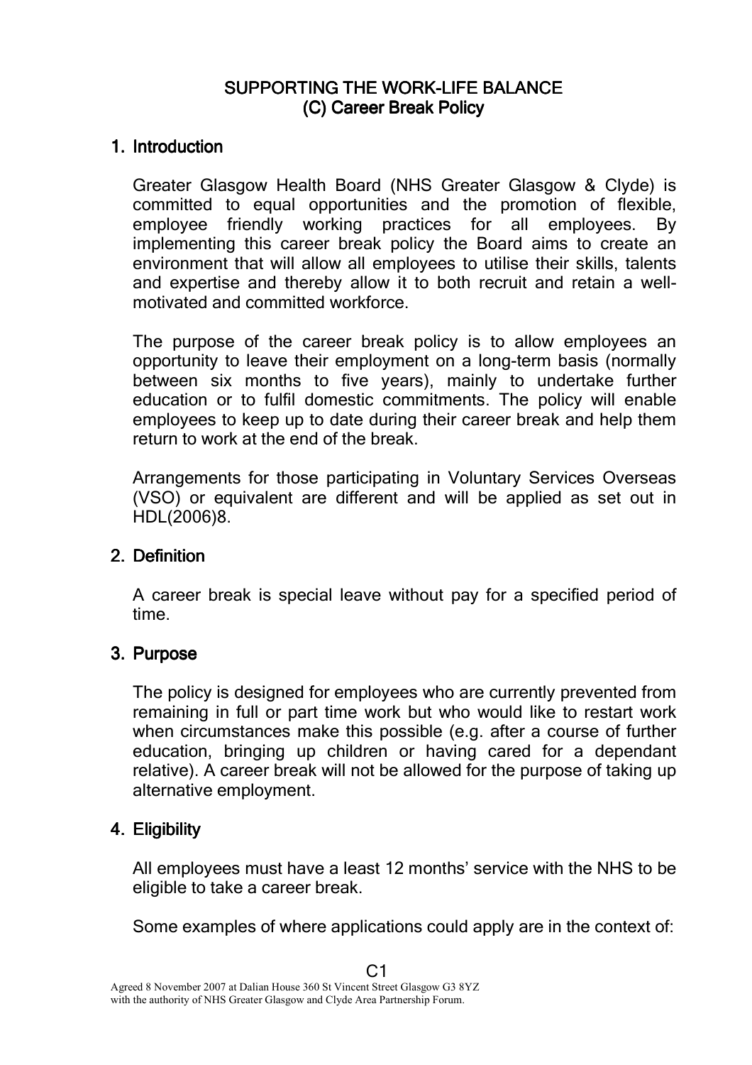# SUPPORTING THE WORK-LIFE BALANCE
## (C) Career Break Policy

## 1. Introduction

Greater Glasgow Health Board (NHS Greater Glasgow & Clyde) is committed to equal opportunities and the promotion of flexible, employee friendly working practices for all employees. By implementing this career break policy the Board aims to create an environment that will allow all employees to utilise their skills, talents and expertise and thereby allow it to both recruit and retain a well-motivated and committed workforce.

The purpose of the career break policy is to allow employees an opportunity to leave their employment on a long-term basis (normally between six months to five years), mainly to undertake further education or to fulfil domestic commitments. The policy will enable employees to keep up to date during their career break and help them return to work at the end of the break.

Arrangements for those participating in Voluntary Services Overseas (VSO) or equivalent are different and will be applied as set out in HDL(2006)8.

## 2. Definition

A career break is special leave without pay for a specified period of time.

## 3. Purpose

The policy is designed for employees who are currently prevented from remaining in full or part time work but who would like to restart work when circumstances make this possible (e.g. after a course of further education, bringing up children or having cared for a dependant relative). A career break will not be allowed for the purpose of taking up alternative employment.

## 4. Eligibility

All employees must have a least 12 months' service with the NHS to be eligible to take a career break.

Some examples of where applications could apply are in the context of:

Agreed 8 November 2007 at Dalian House 360 St Vincent Street Glasgow G3 8YZ with the authority of NHS Greater Glasgow and Clyde Area Partnership Forum.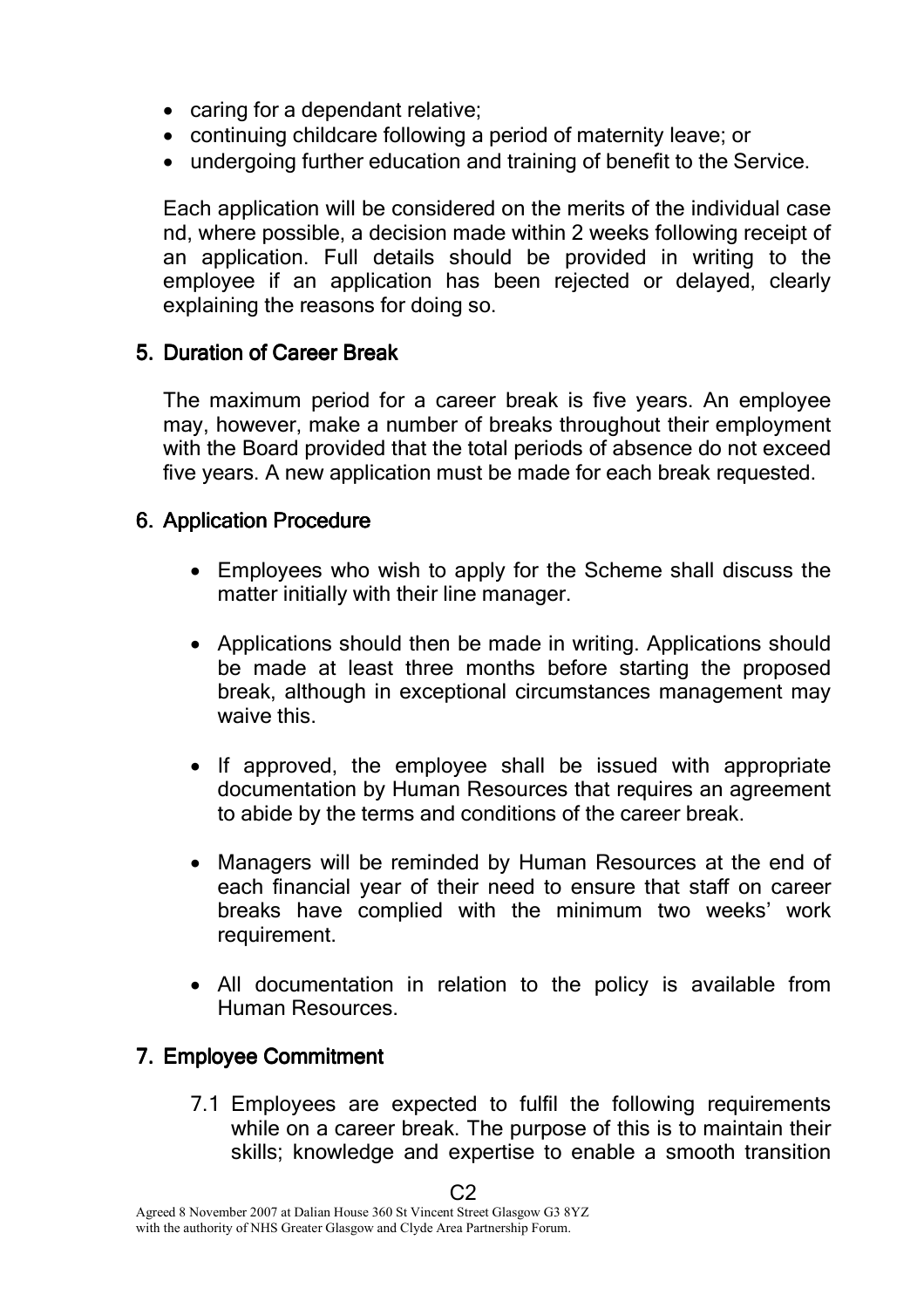- caring for a dependant relative;
- continuing childcare following a period of maternity leave; or
- undergoing further education and training of benefit to the Service.

Each application will be considered on the merits of the individual case nd, where possible, a decision made within 2 weeks following receipt of an application. Full details should be provided in writing to the employee if an application has been rejected or delayed, clearly explaining the reasons for doing so.

## 5. Duration of Career Break

The maximum period for a career break is five years. An employee may, however, make a number of breaks throughout their employment with the Board provided that the total periods of absence do not exceed five years. A new application must be made for each break requested.

## 6. Application Procedure

- Employees who wish to apply for the Scheme shall discuss the matter initially with their line manager.
- Applications should then be made in writing. Applications should be made at least three months before starting the proposed break, although in exceptional circumstances management may waive this.
- If approved, the employee shall be issued with appropriate documentation by Human Resources that requires an agreement to abide by the terms and conditions of the career break.
- Managers will be reminded by Human Resources at the end of each financial year of their need to ensure that staff on career breaks have complied with the minimum two weeks' work requirement.
- All documentation in relation to the policy is available from Human Resources.

## 7. Employee Commitment

7.1 Employees are expected to fulfil the following requirements while on a career break. The purpose of this is to maintain their skills; knowledge and expertise to enable a smooth transition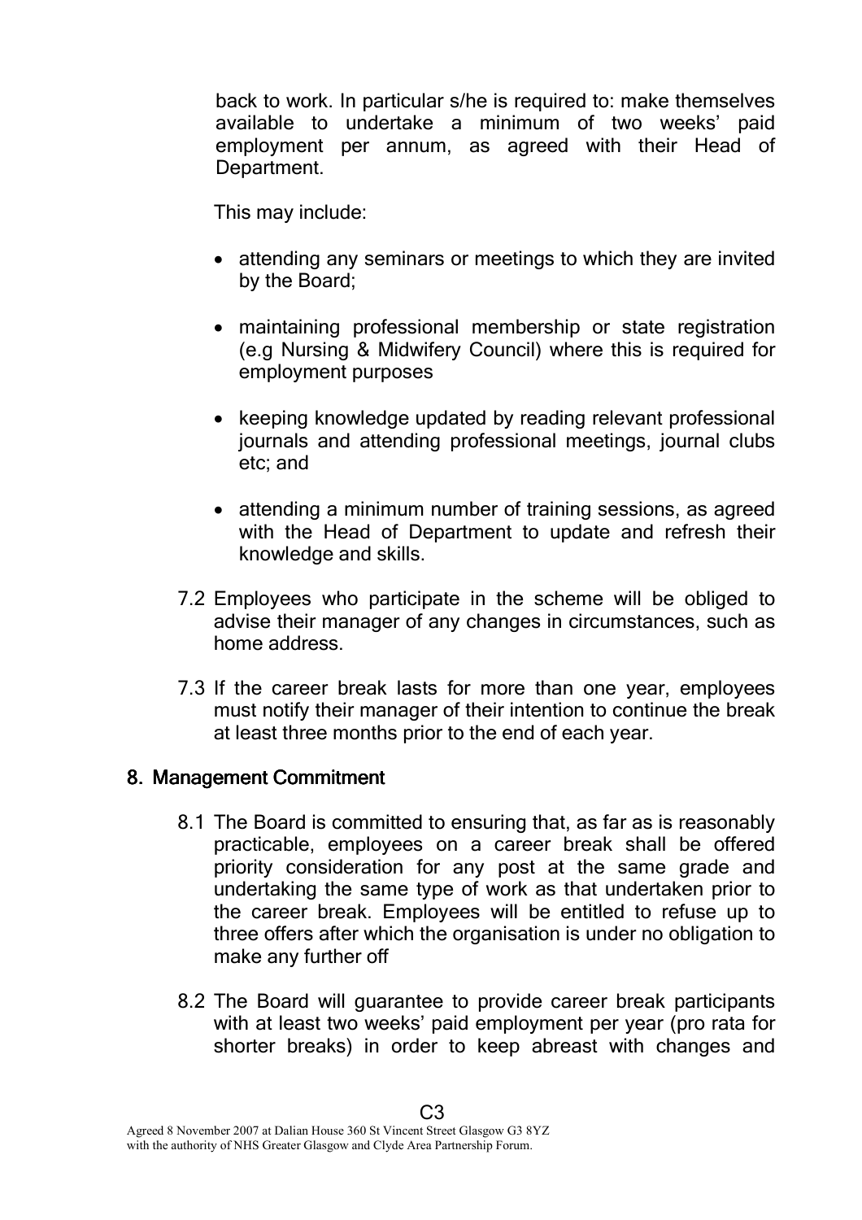back to work. In particular s/he is required to: make themselves available to undertake a minimum of two weeks' paid employment per annum, as agreed with their Head of Department.

This may include:

- attending any seminars or meetings to which they are invited by the Board;
- maintaining professional membership or state registration (e.g Nursing & Midwifery Council) where this is required for employment purposes
- keeping knowledge updated by reading relevant professional journals and attending professional meetings, journal clubs etc; and
- attending a minimum number of training sessions, as agreed with the Head of Department to update and refresh their knowledge and skills.

7.2 Employees who participate in the scheme will be obliged to advise their manager of any changes in circumstances, such as home address.

7.3 If the career break lasts for more than one year, employees must notify their manager of their intention to continue the break at least three months prior to the end of each year.

## 8. Management Commitment

8.1 The Board is committed to ensuring that, as far as is reasonably practicable, employees on a career break shall be offered priority consideration for any post at the same grade and undertaking the same type of work as that undertaken prior to the career break. Employees will be entitled to refuse up to three offers after which the organisation is under no obligation to make any further off

8.2 The Board will guarantee to provide career break participants with at least two weeks' paid employment per year (pro rata for shorter breaks) in order to keep abreast with changes and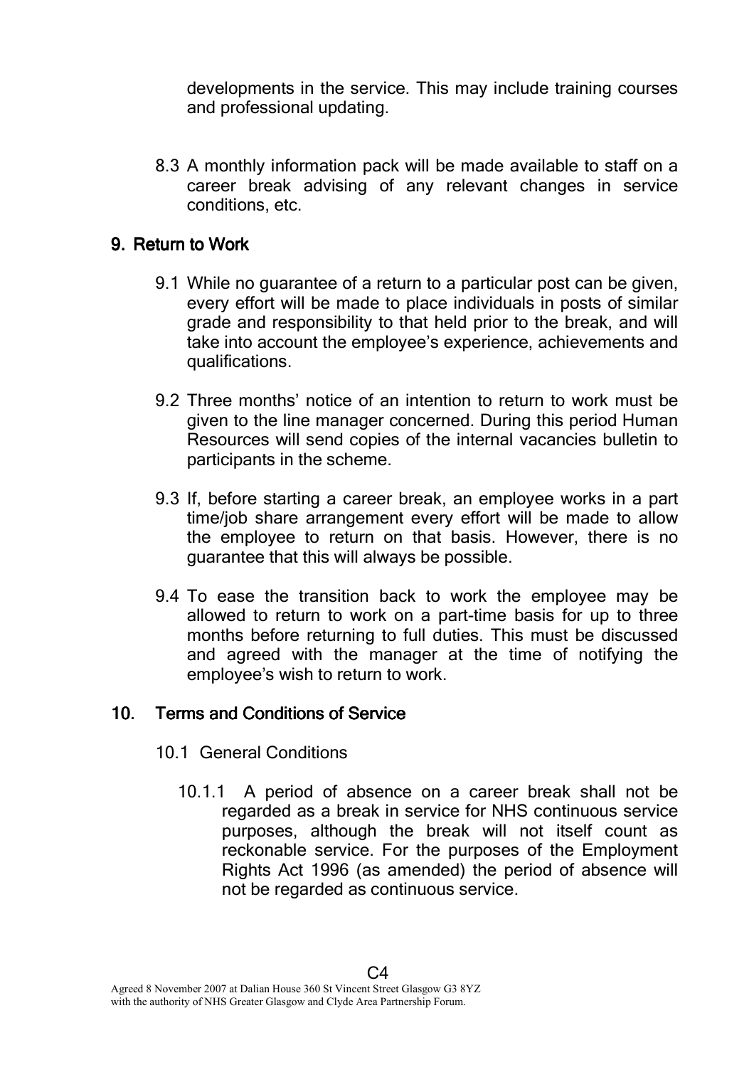developments in the service. This may include training courses and professional updating.

8.3 A monthly information pack will be made available to staff on a career break advising of any relevant changes in service conditions, etc.

## 9. Return to Work

9.1 While no guarantee of a return to a particular post can be given, every effort will be made to place individuals in posts of similar grade and responsibility to that held prior to the break, and will take into account the employee's experience, achievements and qualifications.

9.2 Three months' notice of an intention to return to work must be given to the line manager concerned. During this period Human Resources will send copies of the internal vacancies bulletin to participants in the scheme.

9.3 If, before starting a career break, an employee works in a part time/job share arrangement every effort will be made to allow the employee to return on that basis. However, there is no guarantee that this will always be possible.

9.4 To ease the transition back to work the employee may be allowed to return to work on a part-time basis for up to three months before returning to full duties. This must be discussed and agreed with the manager at the time of notifying the employee's wish to return to work.

## 10. Terms and Conditions of Service

10.1 General Conditions

10.1.1 A period of absence on a career break shall not be regarded as a break in service for NHS continuous service purposes, although the break will not itself count as reckonable service. For the purposes of the Employment Rights Act 1996 (as amended) the period of absence will not be regarded as continuous service.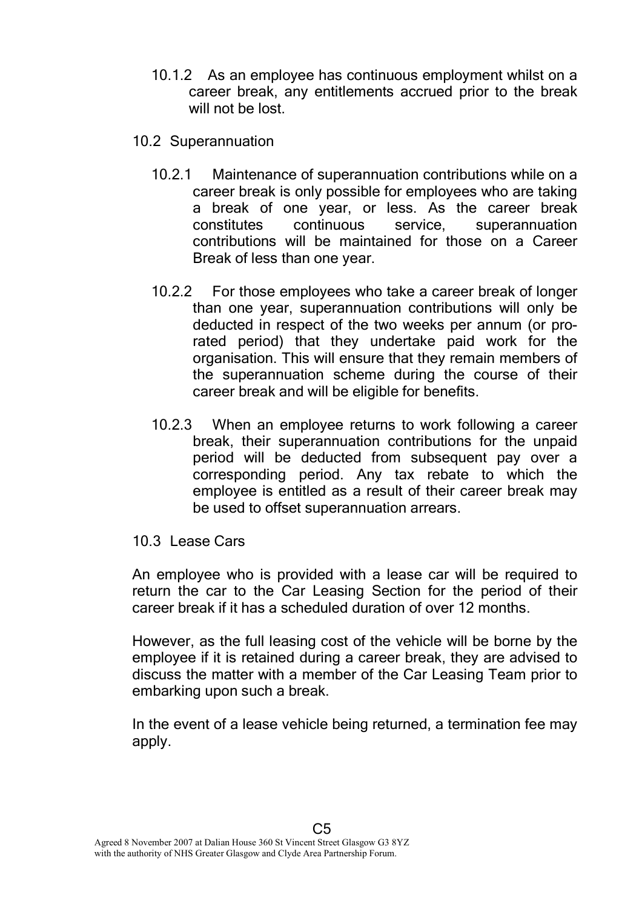10.1.2 As an employee has continuous employment whilst on a career break, any entitlements accrued prior to the break will not be lost.

### 10.2 Superannuation

10.2.1 Maintenance of superannuation contributions while on a career break is only possible for employees who are taking a break of one year, or less. As the career break constitutes continuous service, superannuation contributions will be maintained for those on a Career Break of less than one year.

10.2.2 For those employees who take a career break of longer than one year, superannuation contributions will only be deducted in respect of the two weeks per annum (or pro-rated period) that they undertake paid work for the organisation. This will ensure that they remain members of the superannuation scheme during the course of their career break and will be eligible for benefits.

10.2.3 When an employee returns to work following a career break, their superannuation contributions for the unpaid period will be deducted from subsequent pay over a corresponding period. Any tax rebate to which the employee is entitled as a result of their career break may be used to offset superannuation arrears.

### 10.3 Lease Cars

An employee who is provided with a lease car will be required to return the car to the Car Leasing Section for the period of their career break if it has a scheduled duration of over 12 months.

However, as the full leasing cost of the vehicle will be borne by the employee if it is retained during a career break, they are advised to discuss the matter with a member of the Car Leasing Team prior to embarking upon such a break.

In the event of a lease vehicle being returned, a termination fee may apply.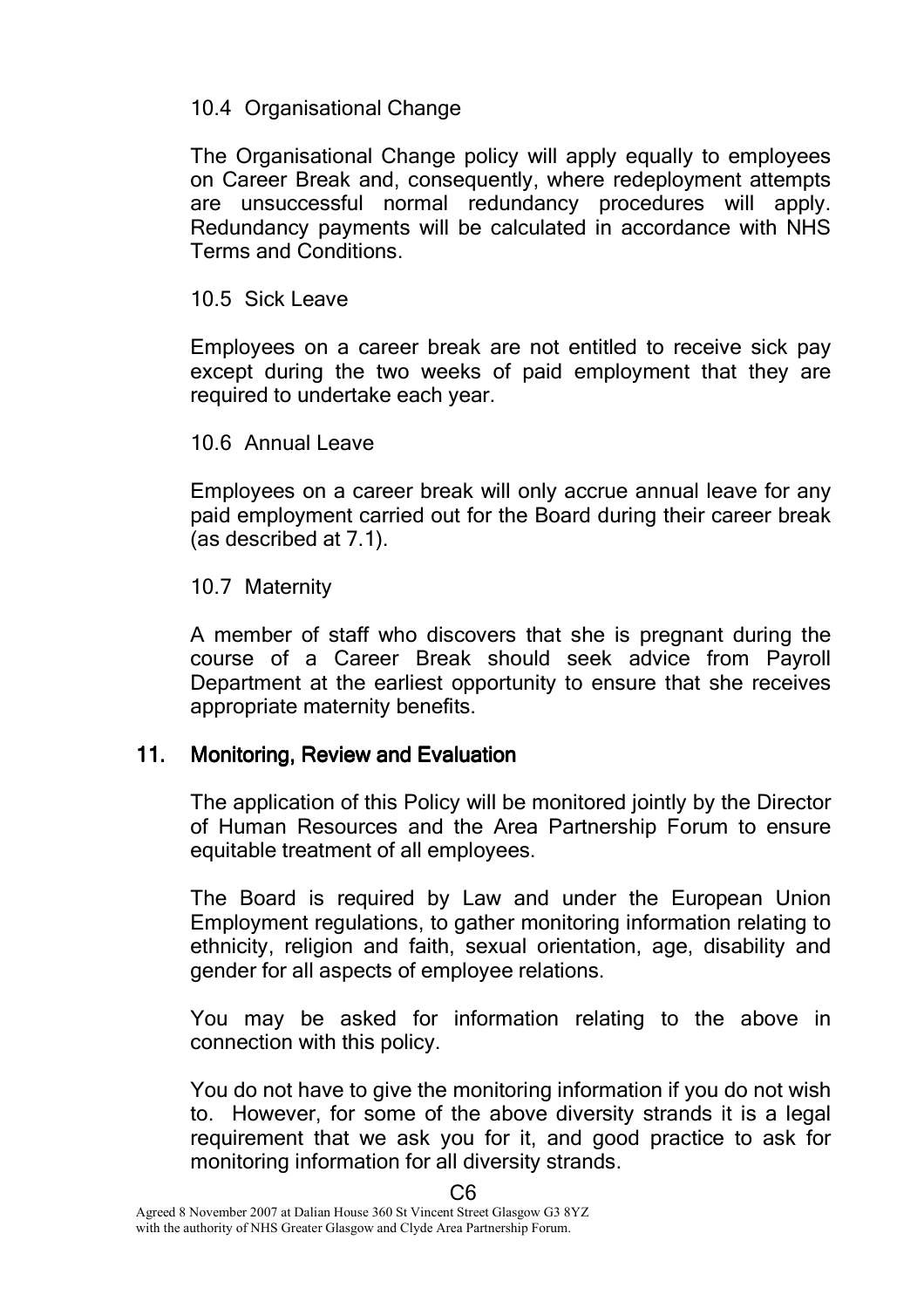### 10.4 Organisational Change

The Organisational Change policy will apply equally to employees on Career Break and, consequently, where redeployment attempts are unsuccessful normal redundancy procedures will apply. Redundancy payments will be calculated in accordance with NHS Terms and Conditions.

### 10.5 Sick Leave

Employees on a career break are not entitled to receive sick pay except during the two weeks of paid employment that they are required to undertake each year.

### 10.6 Annual Leave

Employees on a career break will only accrue annual leave for any paid employment carried out for the Board during their career break (as described at 7.1).

### 10.7 Maternity

A member of staff who discovers that she is pregnant during the course of a Career Break should seek advice from Payroll Department at the earliest opportunity to ensure that she receives appropriate maternity benefits.

## 11. Monitoring, Review and Evaluation

The application of this Policy will be monitored jointly by the Director of Human Resources and the Area Partnership Forum to ensure equitable treatment of all employees.

The Board is required by Law and under the European Union Employment regulations, to gather monitoring information relating to ethnicity, religion and faith, sexual orientation, age, disability and gender for all aspects of employee relations.

You may be asked for information relating to the above in connection with this policy.

You do not have to give the monitoring information if you do not wish to. However, for some of the above diversity strands it is a legal requirement that we ask you for it, and good practice to ask for monitoring information for all diversity strands.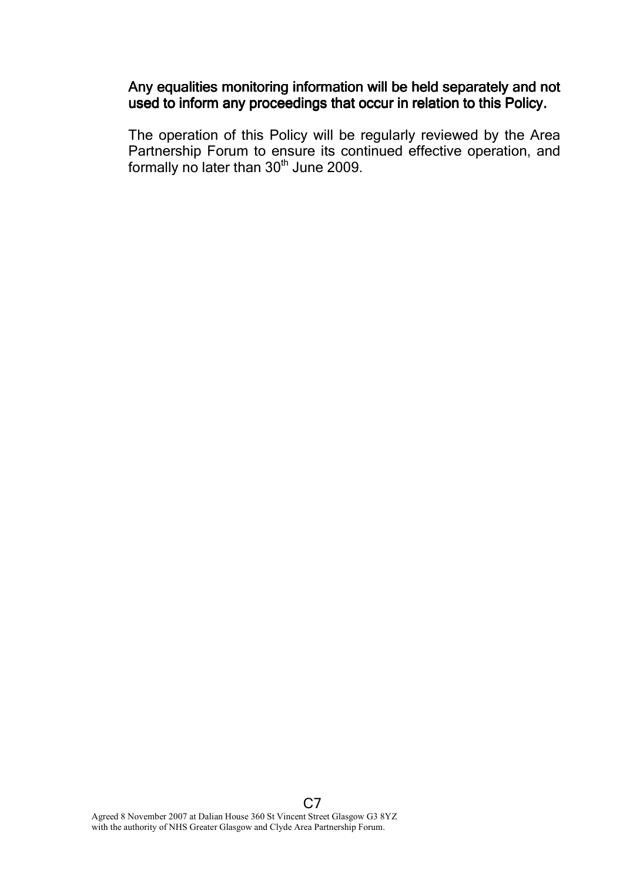**Any equalities monitoring information will be held separately and not used to inform any proceedings that occur in relation to this Policy.**

The operation of this Policy will be regularly reviewed by the Area Partnership Forum to ensure its continued effective operation, and formally no later than 30th June 2009.